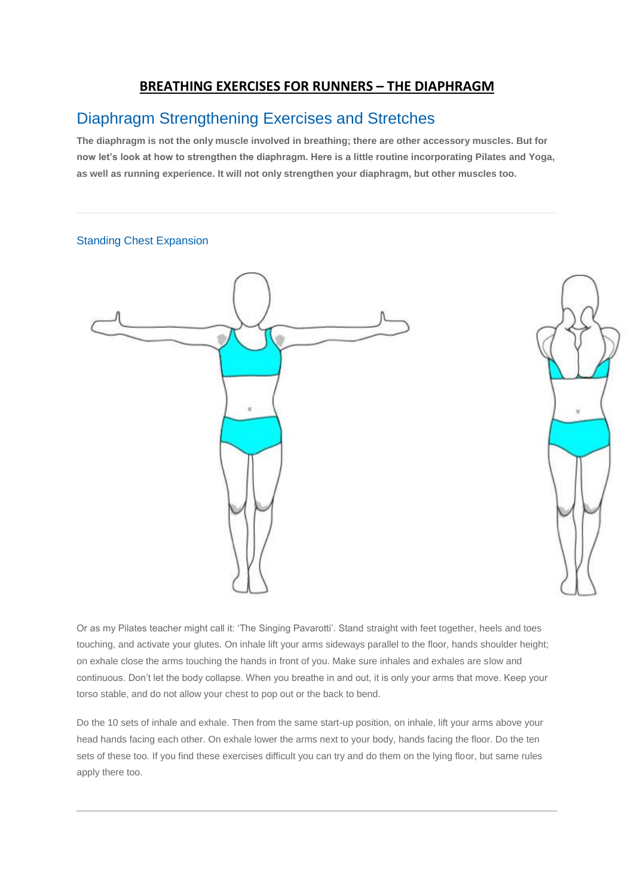# BREATHING EXERCISES FOR RUNNERS – THE DIAPHRAGM

## Diaphragm Strengthening Exercises and Stretches

**The diaphragm is not the only muscle involved in breathing; there are other accessory muscles. But for now let's look at how to strengthen the diaphragm. Here is a little routine incorporating Pilates and Yoga, as well as running experience. It will not only strengthen your diaphragm, but other muscles too.**

---

### Standing Chest Expansion

Or as my Pilates teacher might call it: 'The Singing Pavarotti'. Stand straight with feet together, heels and toes touching, and activate your glutes. On inhale lift your arms sideways parallel to the floor, hands shoulder height; on exhale close the arms touching the hands in front of you. Make sure inhales and exhales are slow and continuous. Don't let the body collapse. When you breathe in and out, it is only your arms that move. Keep your torso stable, and do not allow your chest to pop out or the back to bend.

Do the 10 sets of inhale and exhale. Then from the same start-up position, on inhale, lift your arms above your head hands facing each other. On exhale lower the arms next to your body, hands facing the floor. Do the ten sets of these too. If you find these exercises difficult you can try and do them on the lying floor, but same rules apply there too.

---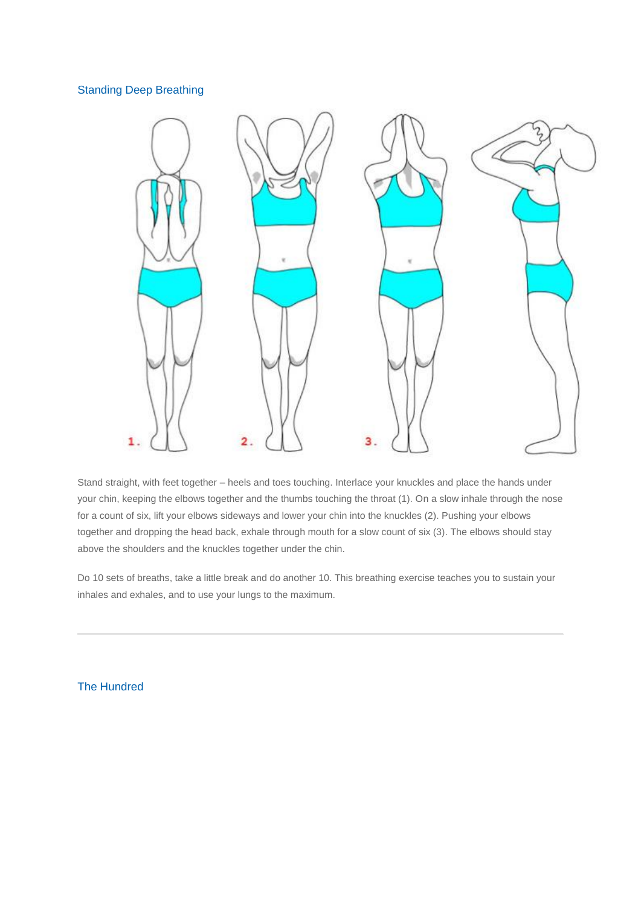## Standing Deep Breathing

1. 2. 3.

Stand straight, with feet together – heels and toes touching. Interlace your knuckles and place the hands under your chin, keeping the elbows together and the thumbs touching the throat (1). On a slow inhale through the nose for a count of six, lift your elbows sideways and lower your chin into the knuckles (2). Pushing your elbows together and dropping the head back, exhale through mouth for a slow count of six (3). The elbows should stay above the shoulders and the knuckles together under the chin.

Do 10 sets of breaths, take a little break and do another 10. This breathing exercise teaches you to sustain your inhales and exhales, and to use your lungs to the maximum.

---

## The Hundred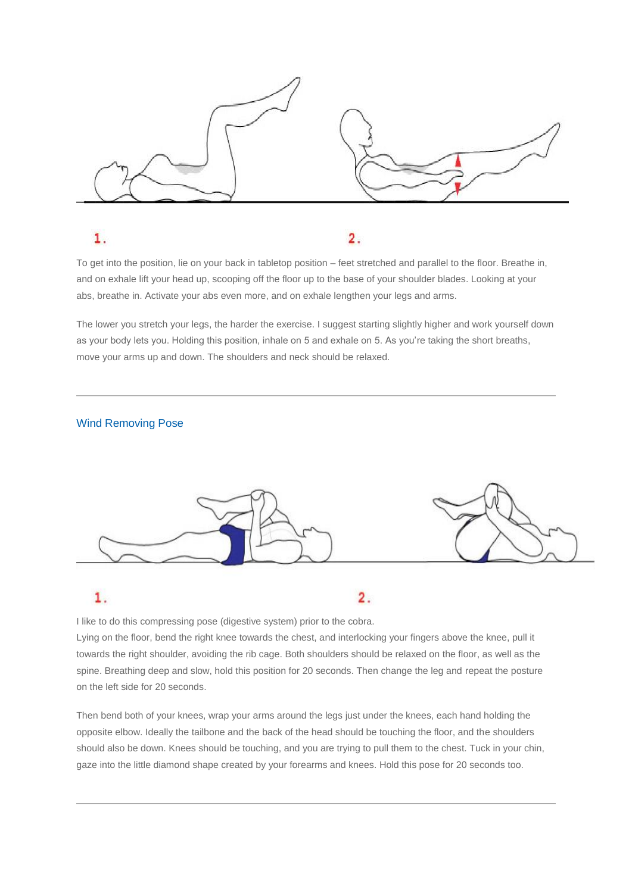1.

2.

To get into the position, lie on your back in tabletop position – feet stretched and parallel to the floor. Breathe in, and on exhale lift your head up, scooping off the floor up to the base of your shoulder blades. Looking at your abs, breathe in. Activate your abs even more, and on exhale lengthen your legs and arms.

The lower you stretch your legs, the harder the exercise. I suggest starting slightly higher and work yourself down as your body lets you. Holding this position, inhale on 5 and exhale on 5. As you're taking the short breaths, move your arms up and down. The shoulders and neck should be relaxed.

---

## Wind Removing Pose

1.

2.

I like to do this compressing pose (digestive system) prior to the cobra.
Lying on the floor, bend the right knee towards the chest, and interlocking your fingers above the knee, pull it towards the right shoulder, avoiding the rib cage. Both shoulders should be relaxed on the floor, as well as the spine. Breathing deep and slow, hold this position for 20 seconds. Then change the leg and repeat the posture on the left side for 20 seconds.

Then bend both of your knees, wrap your arms around the legs just under the knees, each hand holding the opposite elbow. Ideally the tailbone and the back of the head should be touching the floor, and the shoulders should also be down. Knees should be touching, and you are trying to pull them to the chest. Tuck in your chin, gaze into the little diamond shape created by your forearms and knees. Hold this pose for 20 seconds too.

---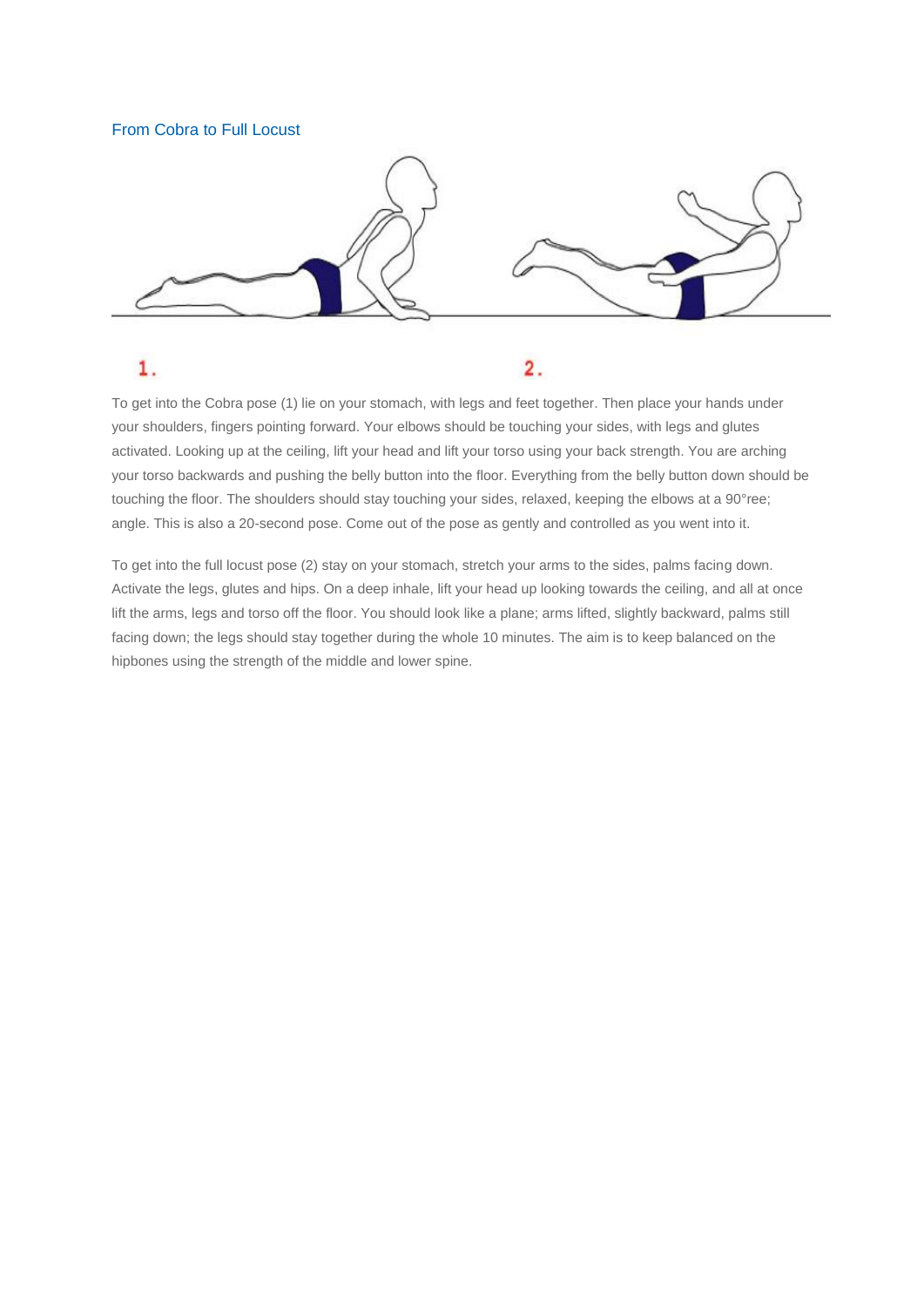## From Cobra to Full Locust

1.

2.

To get into the Cobra pose (1) lie on your stomach, with legs and feet together. Then place your hands under your shoulders, fingers pointing forward. Your elbows should be touching your sides, with legs and glutes activated. Looking up at the ceiling, lift your head and lift your torso using your back strength. You are arching your torso backwards and pushing the belly button into the floor. Everything from the belly button down should be touching the floor. The shoulders should stay touching your sides, relaxed, keeping the elbows at a 90°ree; angle. This is also a 20-second pose. Come out of the pose as gently and controlled as you went into it.

To get into the full locust pose (2) stay on your stomach, stretch your arms to the sides, palms facing down. Activate the legs, glutes and hips. On a deep inhale, lift your head up looking towards the ceiling, and all at once lift the arms, legs and torso off the floor. You should look like a plane; arms lifted, slightly backward, palms still facing down; the legs should stay together during the whole 10 minutes. The aim is to keep balanced on the hipbones using the strength of the middle and lower spine.